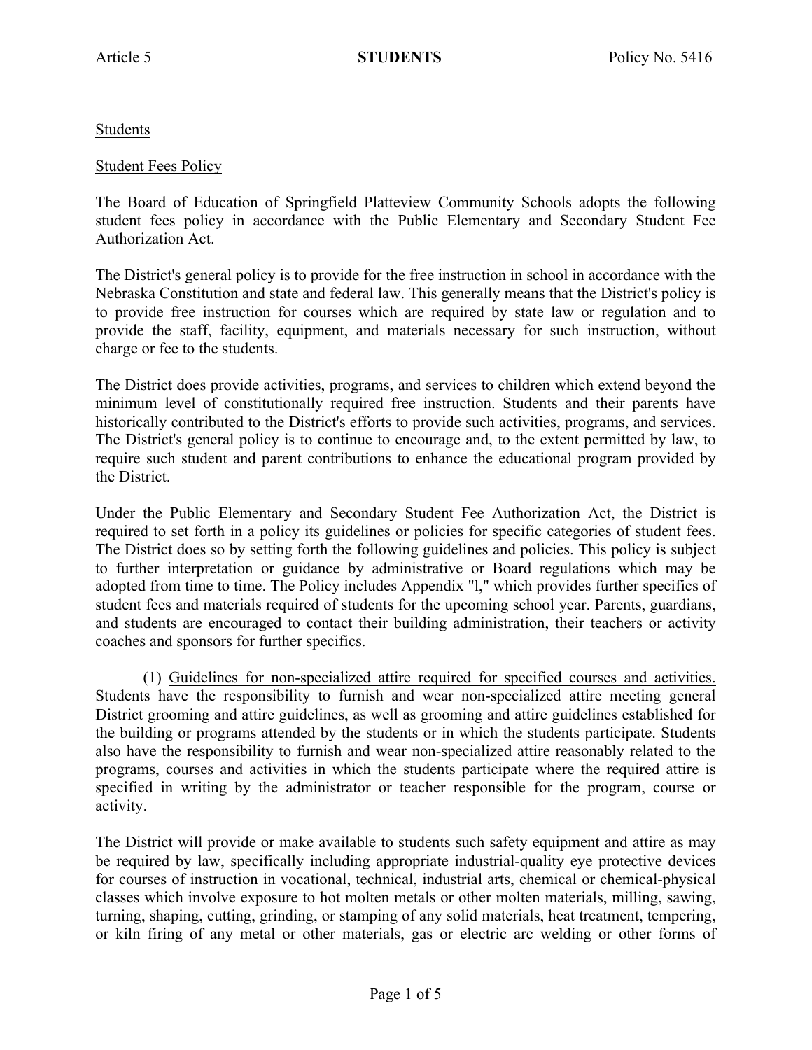Students

Student Fees Policy

The Board of Education of Springfield Platteview Community Schools adopts the following student fees policy in accordance with the Public Elementary and Secondary Student Fee Authorization Act.

The District's general policy is to provide for the free instruction in school in accordance with the Nebraska Constitution and state and federal law. This generally means that the District's policy is to provide free instruction for courses which are required by state law or regulation and to provide the staff, facility, equipment, and materials necessary for such instruction, without charge or fee to the students.

The District does provide activities, programs, and services to children which extend beyond the minimum level of constitutionally required free instruction. Students and their parents have historically contributed to the District's efforts to provide such activities, programs, and services. The District's general policy is to continue to encourage and, to the extent permitted by law, to require such student and parent contributions to enhance the educational program provided by the District.

Under the Public Elementary and Secondary Student Fee Authorization Act, the District is required to set forth in a policy its guidelines or policies for specific categories of student fees. The District does so by setting forth the following guidelines and policies. This policy is subject to further interpretation or guidance by administrative or Board regulations which may be adopted from time to time. The Policy includes Appendix "l," which provides further specifics of student fees and materials required of students for the upcoming school year. Parents, guardians, and students are encouraged to contact their building administration, their teachers or activity coaches and sponsors for further specifics.

(1) Guidelines for non-specialized attire required for specified courses and activities. Students have the responsibility to furnish and wear non-specialized attire meeting general District grooming and attire guidelines, as well as grooming and attire guidelines established for the building or programs attended by the students or in which the students participate. Students also have the responsibility to furnish and wear non-specialized attire reasonably related to the programs, courses and activities in which the students participate where the required attire is specified in writing by the administrator or teacher responsible for the program, course or activity.

The District will provide or make available to students such safety equipment and attire as may be required by law, specifically including appropriate industrial-quality eye protective devices for courses of instruction in vocational, technical, industrial arts, chemical or chemical-physical classes which involve exposure to hot molten metals or other molten materials, milling, sawing, turning, shaping, cutting, grinding, or stamping of any solid materials, heat treatment, tempering, or kiln firing of any metal or other materials, gas or electric arc welding or other forms of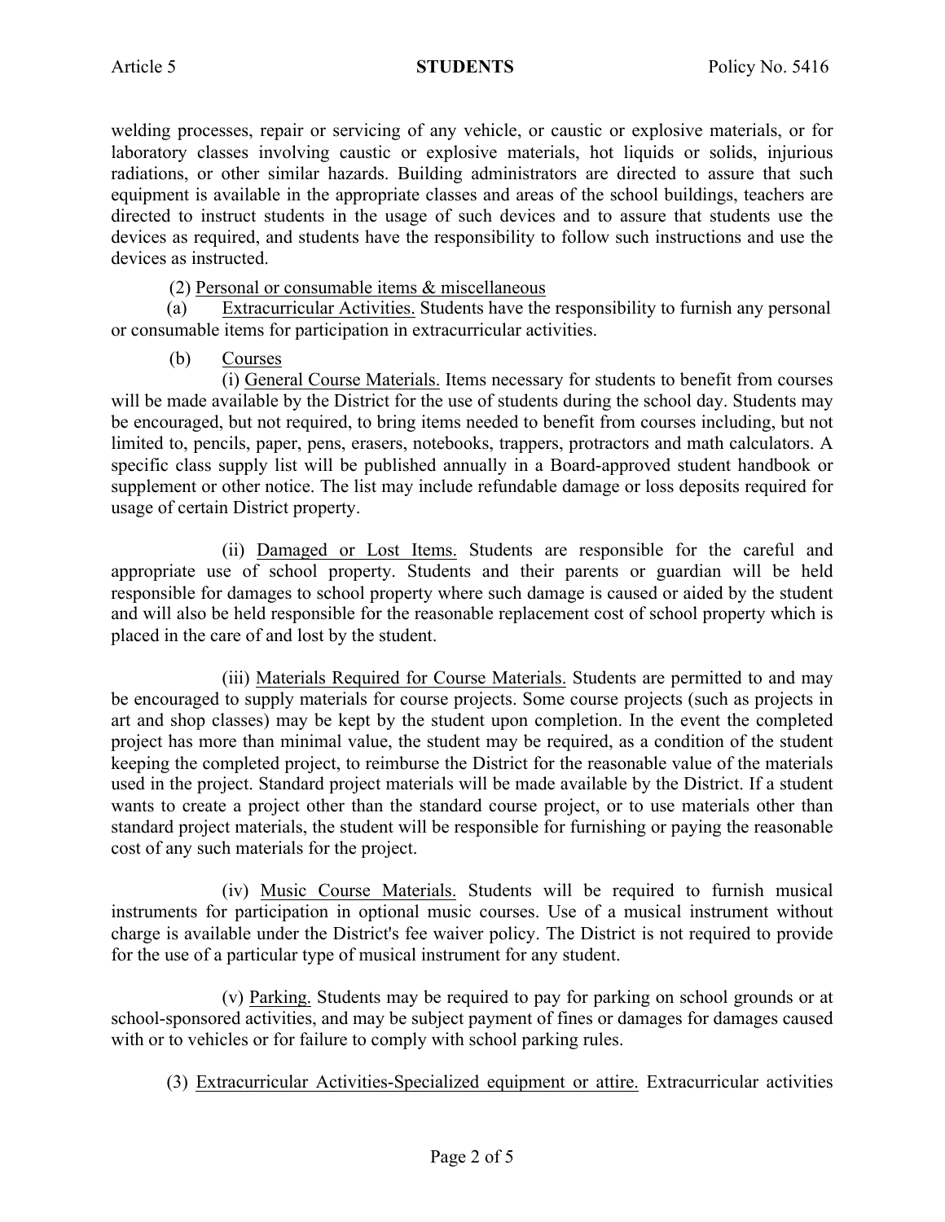welding processes, repair or servicing of any vehicle, or caustic or explosive materials, or for laboratory classes involving caustic or explosive materials, hot liquids or solids, injurious radiations, or other similar hazards. Building administrators are directed to assure that such equipment is available in the appropriate classes and areas of the school buildings, teachers are directed to instruct students in the usage of such devices and to assure that students use the devices as required, and students have the responsibility to follow such instructions and use the devices as instructed.

(2) <u>Personal or consumable items & miscellaneous</u>

(a) <u>Extracurricular Activities.</u> Students have the responsibility to furnish any personal or consumable items for participation in extracurricular activities.

(b) <u>Courses</u>

(i) <u>General Course Materials.</u> Items necessary for students to benefit from courses will be made available by the District for the use of students during the school day. Students may be encouraged, but not required, to bring items needed to benefit from courses including, but not limited to, pencils, paper, pens, erasers, notebooks, trappers, protractors and math calculators. A specific class supply list will be published annually in a Board-approved student handbook or supplement or other notice. The list may include refundable damage or loss deposits required for usage of certain District property.

(ii) <u>Damaged or Lost Items.</u> Students are responsible for the careful and appropriate use of school property. Students and their parents or guardian will be held responsible for damages to school property where such damage is caused or aided by the student and will also be held responsible for the reasonable replacement cost of school property which is placed in the care of and lost by the student.

(iii) <u>Materials Required for Course Materials.</u> Students are permitted to and may be encouraged to supply materials for course projects. Some course projects (such as projects in art and shop classes) may be kept by the student upon completion. In the event the completed project has more than minimal value, the student may be required, as a condition of the student keeping the completed project, to reimburse the District for the reasonable value of the materials used in the project. Standard project materials will be made available by the District. If a student wants to create a project other than the standard course project, or to use materials other than standard project materials, the student will be responsible for furnishing or paying the reasonable cost of any such materials for the project.

(iv) <u>Music Course Materials.</u> Students will be required to furnish musical instruments for participation in optional music courses. Use of a musical instrument without charge is available under the District's fee waiver policy. The District is not required to provide for the use of a particular type of musical instrument for any student.

(v) <u>Parking.</u> Students may be required to pay for parking on school grounds or at school-sponsored activities, and may be subject payment of fines or damages for damages caused with or to vehicles or for failure to comply with school parking rules.

(3) <u>Extracurricular Activities-Specialized equipment or attire.</u> Extracurricular activities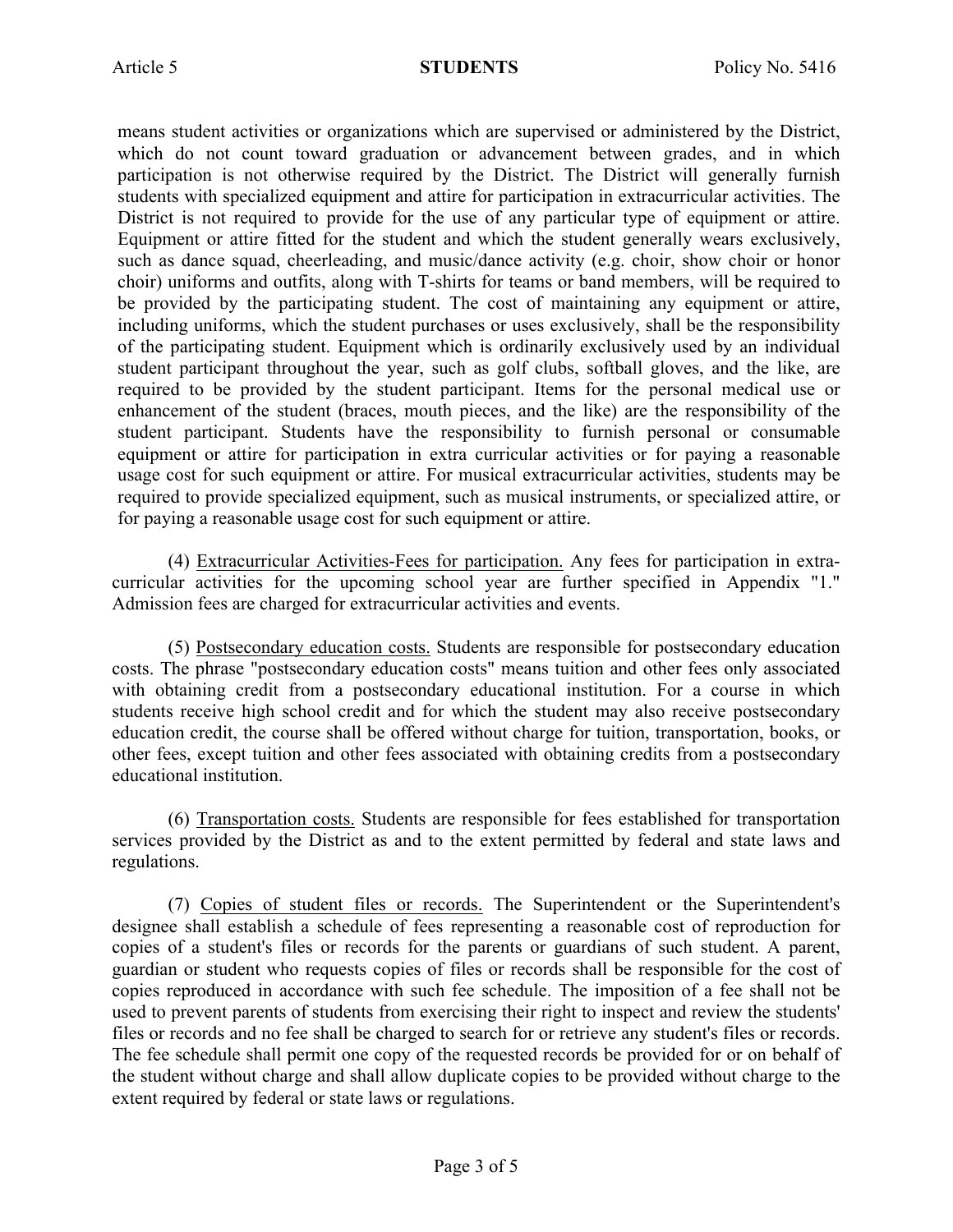means student activities or organizations which are supervised or administered by the District, which do not count toward graduation or advancement between grades, and in which participation is not otherwise required by the District. The District will generally furnish students with specialized equipment and attire for participation in extracurricular activities. The District is not required to provide for the use of any particular type of equipment or attire. Equipment or attire fitted for the student and which the student generally wears exclusively, such as dance squad, cheerleading, and music/dance activity (e.g. choir, show choir or honor choir) uniforms and outfits, along with T-shirts for teams or band members, will be required to be provided by the participating student. The cost of maintaining any equipment or attire, including uniforms, which the student purchases or uses exclusively, shall be the responsibility of the participating student. Equipment which is ordinarily exclusively used by an individual student participant throughout the year, such as golf clubs, softball gloves, and the like, are required to be provided by the student participant. Items for the personal medical use or enhancement of the student (braces, mouth pieces, and the like) are the responsibility of the student participant. Students have the responsibility to furnish personal or consumable equipment or attire for participation in extra curricular activities or for paying a reasonable usage cost for such equipment or attire. For musical extracurricular activities, students may be required to provide specialized equipment, such as musical instruments, or specialized attire, or for paying a reasonable usage cost for such equipment or attire.

(4) Extracurricular Activities-Fees for participation. Any fees for participation in extra-curricular activities for the upcoming school year are further specified in Appendix "1." Admission fees are charged for extracurricular activities and events.

(5) Postsecondary education costs. Students are responsible for postsecondary education costs. The phrase "postsecondary education costs" means tuition and other fees only associated with obtaining credit from a postsecondary educational institution. For a course in which students receive high school credit and for which the student may also receive postsecondary education credit, the course shall be offered without charge for tuition, transportation, books, or other fees, except tuition and other fees associated with obtaining credits from a postsecondary educational institution.

(6) Transportation costs. Students are responsible for fees established for transportation services provided by the District as and to the extent permitted by federal and state laws and regulations.

(7) Copies of student files or records. The Superintendent or the Superintendent's designee shall establish a schedule of fees representing a reasonable cost of reproduction for copies of a student's files or records for the parents or guardians of such student. A parent, guardian or student who requests copies of files or records shall be responsible for the cost of copies reproduced in accordance with such fee schedule. The imposition of a fee shall not be used to prevent parents of students from exercising their right to inspect and review the students' files or records and no fee shall be charged to search for or retrieve any student's files or records. The fee schedule shall permit one copy of the requested records be provided for or on behalf of the student without charge and shall allow duplicate copies to be provided without charge to the extent required by federal or state laws or regulations.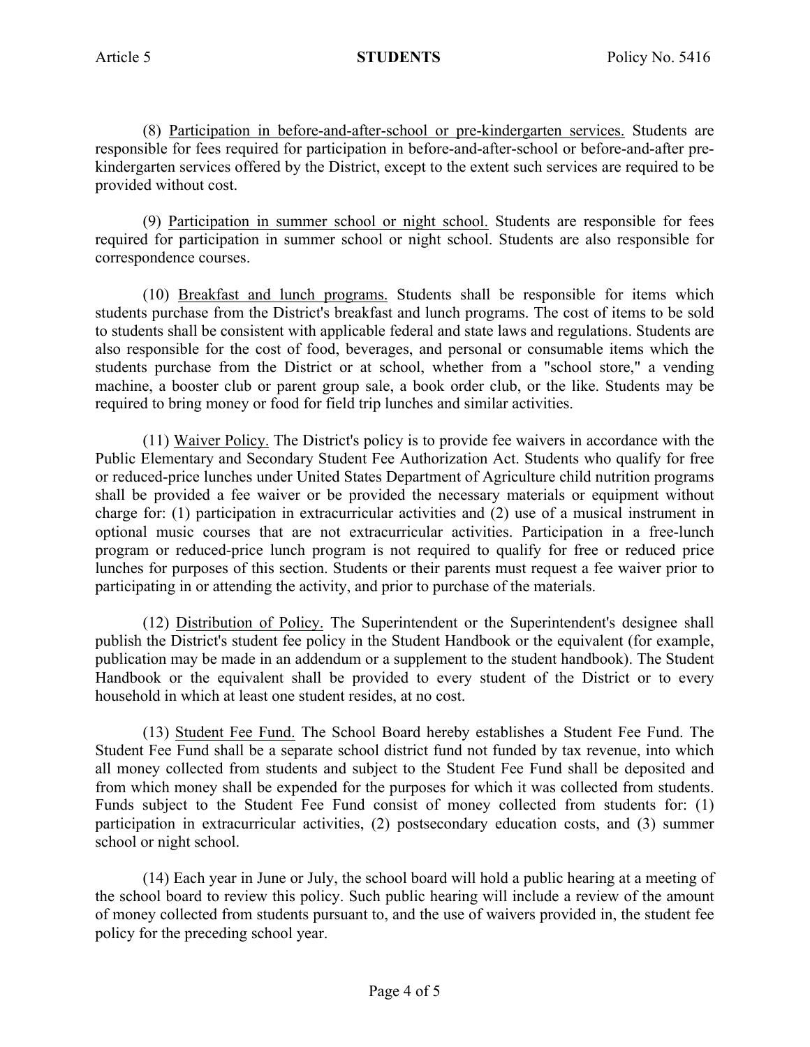(8) Participation in before-and-after-school or pre-kindergarten services. Students are responsible for fees required for participation in before-and-after-school or before-and-after pre-kindergarten services offered by the District, except to the extent such services are required to be provided without cost.

(9) Participation in summer school or night school. Students are responsible for fees required for participation in summer school or night school. Students are also responsible for correspondence courses.

(10) Breakfast and lunch programs. Students shall be responsible for items which students purchase from the District's breakfast and lunch programs. The cost of items to be sold to students shall be consistent with applicable federal and state laws and regulations. Students are also responsible for the cost of food, beverages, and personal or consumable items which the students purchase from the District or at school, whether from a "school store," a vending machine, a booster club or parent group sale, a book order club, or the like. Students may be required to bring money or food for field trip lunches and similar activities.

(11) Waiver Policy. The District's policy is to provide fee waivers in accordance with the Public Elementary and Secondary Student Fee Authorization Act. Students who qualify for free or reduced-price lunches under United States Department of Agriculture child nutrition programs shall be provided a fee waiver or be provided the necessary materials or equipment without charge for: (1) participation in extracurricular activities and (2) use of a musical instrument in optional music courses that are not extracurricular activities. Participation in a free-lunch program or reduced-price lunch program is not required to qualify for free or reduced price lunches for purposes of this section. Students or their parents must request a fee waiver prior to participating in or attending the activity, and prior to purchase of the materials.

(12) Distribution of Policy. The Superintendent or the Superintendent's designee shall publish the District's student fee policy in the Student Handbook or the equivalent (for example, publication may be made in an addendum or a supplement to the student handbook). The Student Handbook or the equivalent shall be provided to every student of the District or to every household in which at least one student resides, at no cost.

(13) Student Fee Fund. The School Board hereby establishes a Student Fee Fund. The Student Fee Fund shall be a separate school district fund not funded by tax revenue, into which all money collected from students and subject to the Student Fee Fund shall be deposited and from which money shall be expended for the purposes for which it was collected from students. Funds subject to the Student Fee Fund consist of money collected from students for: (1) participation in extracurricular activities, (2) postsecondary education costs, and (3) summer school or night school.

(14) Each year in June or July, the school board will hold a public hearing at a meeting of the school board to review this policy. Such public hearing will include a review of the amount of money collected from students pursuant to, and the use of waivers provided in, the student fee policy for the preceding school year.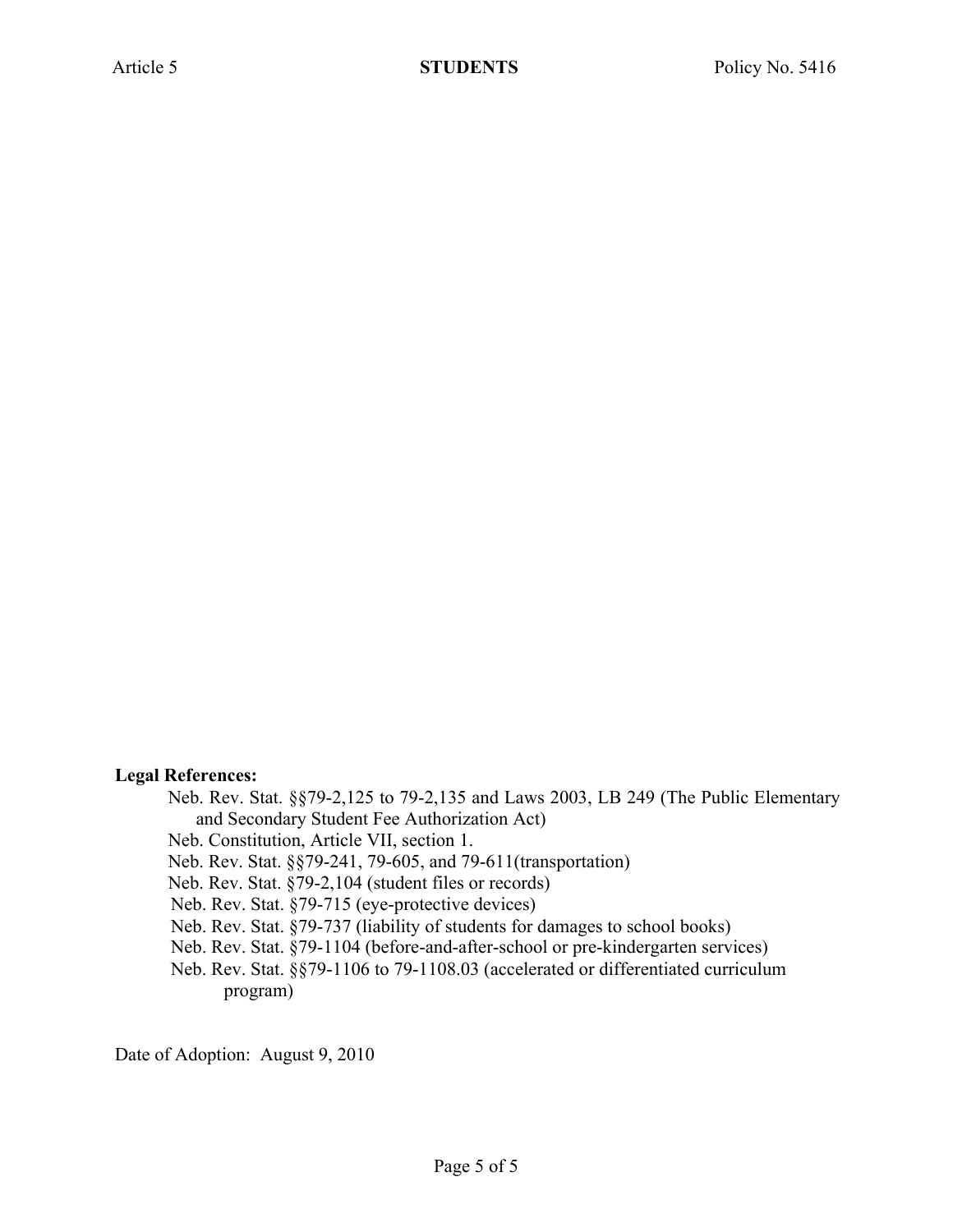**Legal References:**

Neb. Rev. Stat. §§79-2,125 to 79-2,135 and Laws 2003, LB 249 (The Public Elementary and Secondary Student Fee Authorization Act)
Neb. Constitution, Article VII, section 1.
Neb. Rev. Stat. §§79-241, 79-605, and 79-611(transportation)
Neb. Rev. Stat. §79-2,104 (student files or records)
Neb. Rev. Stat. §79-715 (eye-protective devices)
Neb. Rev. Stat. §79-737 (liability of students for damages to school books)
Neb. Rev. Stat. §79-1104 (before-and-after-school or pre-kindergarten services)
Neb. Rev. Stat. §§79-1106 to 79-1108.03 (accelerated or differentiated curriculum program)

Date of Adoption: August 9, 2010